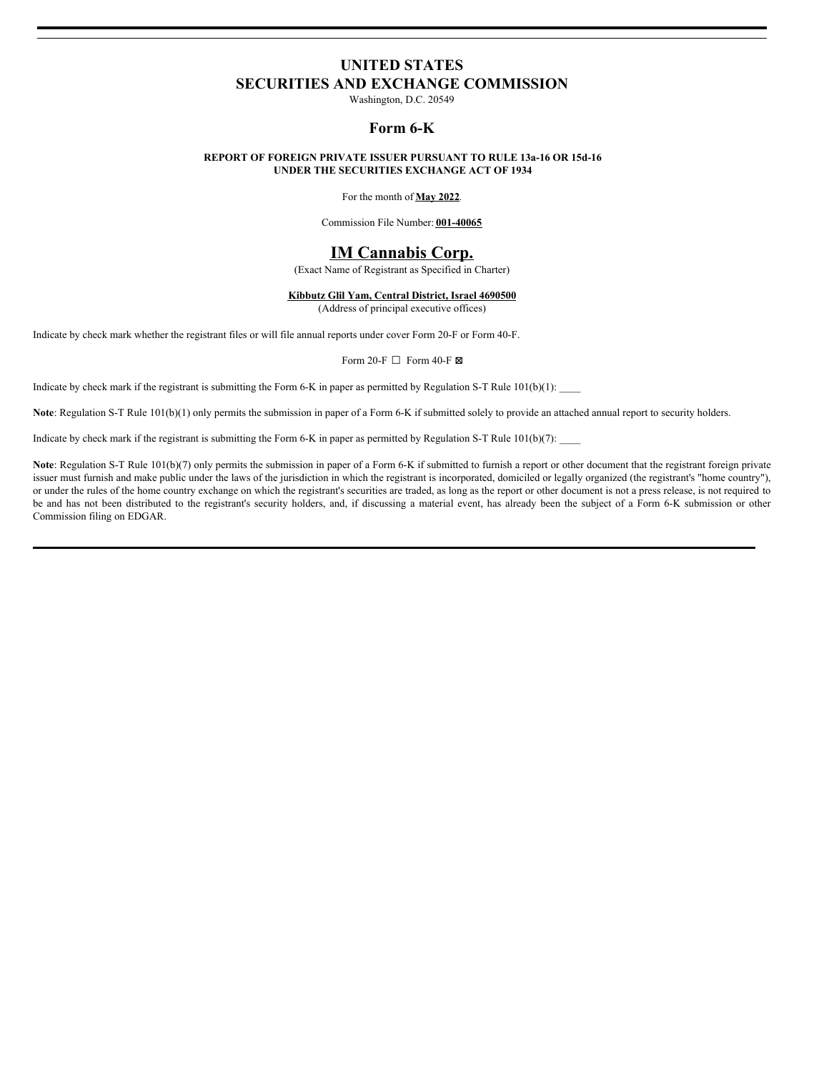# UNITED STATES
# SECURITIES AND EXCHANGE COMMISSION

Washington, D.C. 20549

## Form 6-K

**REPORT OF FOREIGN PRIVATE ISSUER PURSUANT TO RULE 13a-16 OR 15d-16**
**UNDER THE SECURITIES EXCHANGE ACT OF 1934**

For the month of **May 2022**.

Commission File Number: **001-40065**

# IM Cannabis Corp.

(Exact Name of Registrant as Specified in Charter)

**Kibbutz Glil Yam, Central District, Israel 4690500**
(Address of principal executive offices)

Indicate by check mark whether the registrant files or will file annual reports under cover Form 20-F or Form 40-F.

Form 20-F ☐ Form 40-F ☒

Indicate by check mark if the registrant is submitting the Form 6-K in paper as permitted by Regulation S-T Rule 101(b)(1): ____

**Note**: Regulation S-T Rule 101(b)(1) only permits the submission in paper of a Form 6-K if submitted solely to provide an attached annual report to security holders.

Indicate by check mark if the registrant is submitting the Form 6-K in paper as permitted by Regulation S-T Rule 101(b)(7): ____

**Note**: Regulation S-T Rule 101(b)(7) only permits the submission in paper of a Form 6-K if submitted to furnish a report or other document that the registrant foreign private issuer must furnish and make public under the laws of the jurisdiction in which the registrant is incorporated, domiciled or legally organized (the registrant's "home country"), or under the rules of the home country exchange on which the registrant's securities are traded, as long as the report or other document is not a press release, is not required to be and has not been distributed to the registrant's security holders, and, if discussing a material event, has already been the subject of a Form 6-K submission or other Commission filing on EDGAR.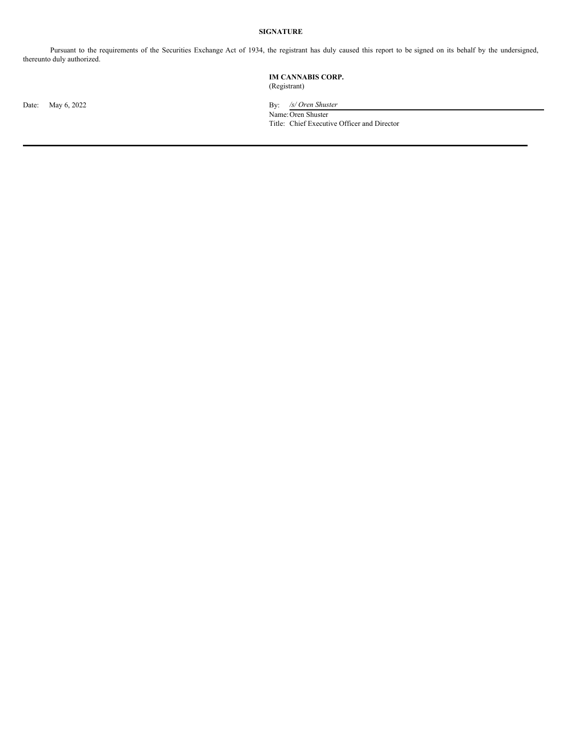**SIGNATURE**

Pursuant to the requirements of the Securities Exchange Act of 1934, the registrant has duly caused this report to be signed on its behalf by the undersigned, thereunto duly authorized.

**IM CANNABIS CORP.**
(Registrant)

Date: May 6, 2022

By: */s/ Oren Shuster*
Name: Oren Shuster
Title: Chief Executive Officer and Director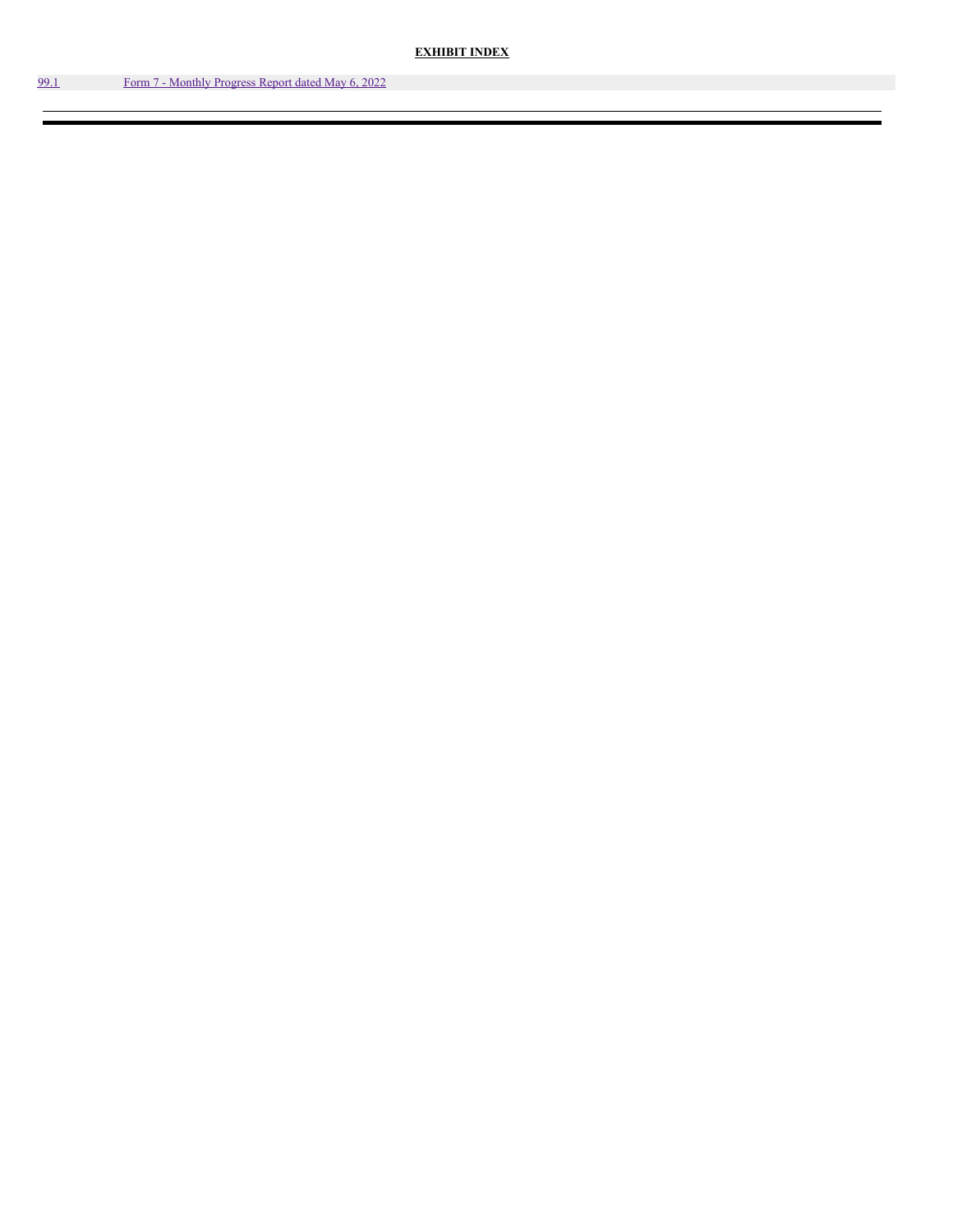**EXHIBIT INDEX**

| | |
|---|---|
| 99.1 | Form 7 - Monthly Progress Report dated May 6, 2022 |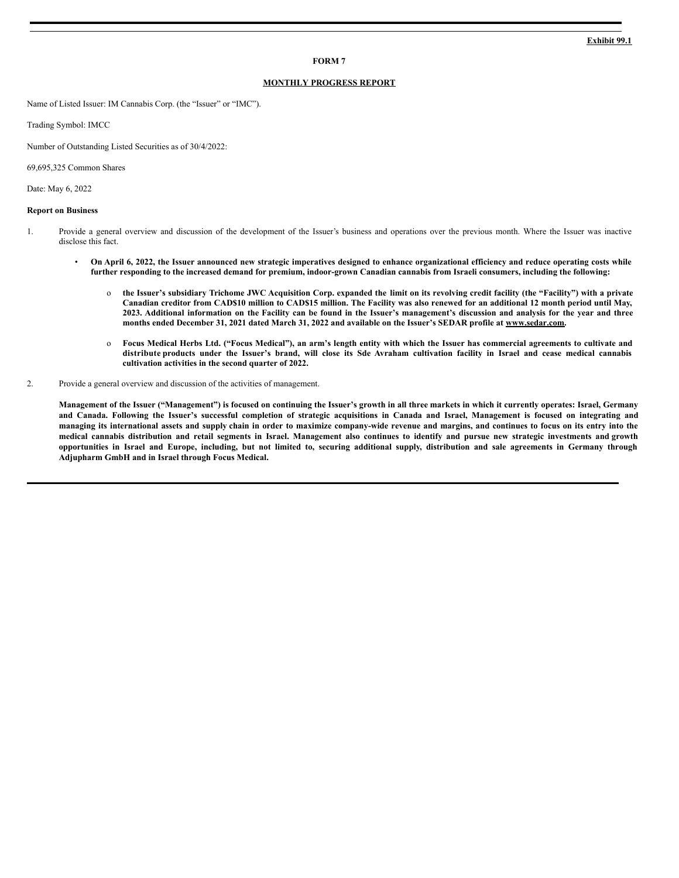**Exhibit 99.1**

**FORM 7**

**MONTHLY PROGRESS REPORT**

Name of Listed Issuer: IM Cannabis Corp. (the "Issuer" or "IMC").

Trading Symbol: IMCC

Number of Outstanding Listed Securities as of 30/4/2022:

69,695,325 Common Shares

Date: May 6, 2022

**Report on Business**

1. Provide a general overview and discussion of the development of the Issuer's business and operations over the previous month. Where the Issuer was inactive disclose this fact.

   - **On April 6, 2022, the Issuer announced new strategic imperatives designed to enhance organizational efficiency and reduce operating costs while further responding to the increased demand for premium, indoor-grown Canadian cannabis from Israeli consumers, including the following:**

     - **the Issuer's subsidiary Trichome JWC Acquisition Corp. expanded the limit on its revolving credit facility (the "Facility") with a private Canadian creditor from CAD$10 million to CAD$15 million. The Facility was also renewed for an additional 12 month period until May, 2023. Additional information on the Facility can be found in the Issuer's management's discussion and analysis for the year and three months ended December 31, 2021 dated March 31, 2022 and available on the Issuer's SEDAR profile at www.sedar.com.**

     - **Focus Medical Herbs Ltd. ("Focus Medical"), an arm's length entity with which the Issuer has commercial agreements to cultivate and distribute products under the Issuer's brand, will close its Sde Avraham cultivation facility in Israel and cease medical cannabis cultivation activities in the second quarter of 2022.**

2. Provide a general overview and discussion of the activities of management.

   **Management of the Issuer ("Management") is focused on continuing the Issuer's growth in all three markets in which it currently operates: Israel, Germany and Canada. Following the Issuer's successful completion of strategic acquisitions in Canada and Israel, Management is focused on integrating and managing its international assets and supply chain in order to maximize company-wide revenue and margins, and continues to focus on its entry into the medical cannabis distribution and retail segments in Israel. Management also continues to identify and pursue new strategic investments and growth opportunities in Israel and Europe, including, but not limited to, securing additional supply, distribution and sale agreements in Germany through Adjupharm GmbH and in Israel through Focus Medical.**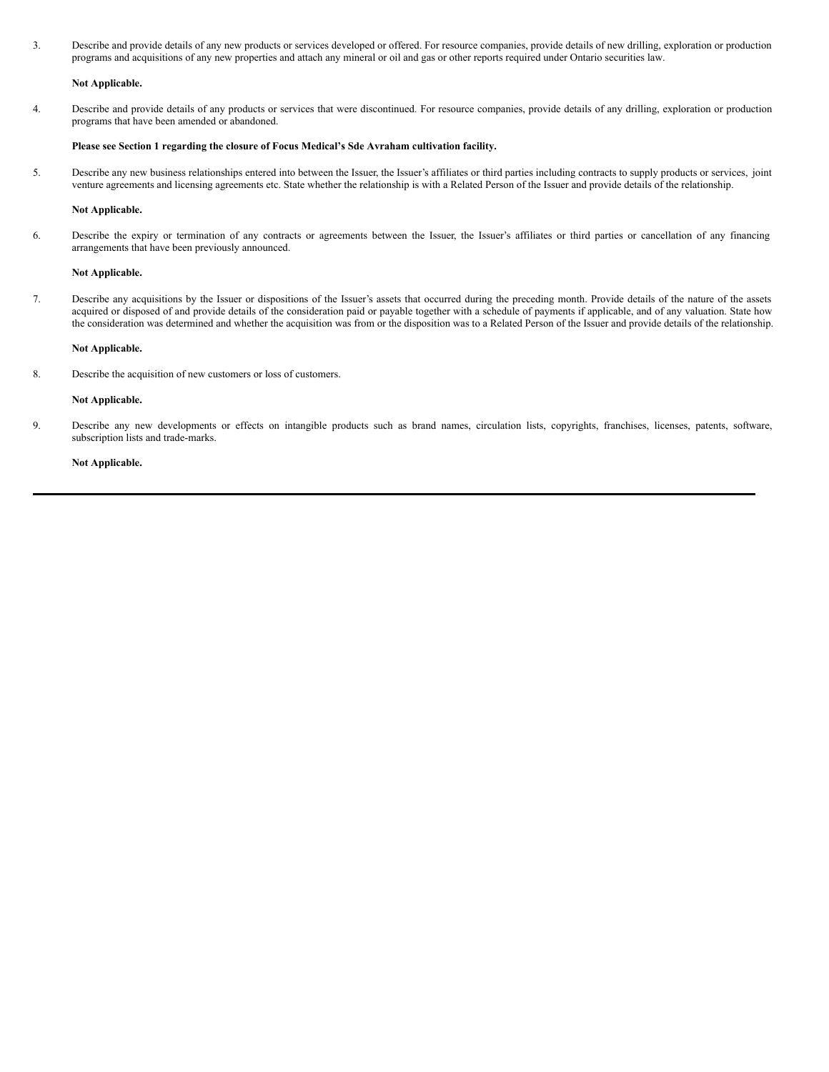3. Describe and provide details of any new products or services developed or offered. For resource companies, provide details of new drilling, exploration or production programs and acquisitions of any new properties and attach any mineral or oil and gas or other reports required under Ontario securities law.

   **Not Applicable.**

4. Describe and provide details of any products or services that were discontinued. For resource companies, provide details of any drilling, exploration or production programs that have been amended or abandoned.

   **Please see Section 1 regarding the closure of Focus Medical's Sde Avraham cultivation facility.**

5. Describe any new business relationships entered into between the Issuer, the Issuer's affiliates or third parties including contracts to supply products or services, joint venture agreements and licensing agreements etc. State whether the relationship is with a Related Person of the Issuer and provide details of the relationship.

   **Not Applicable.**

6. Describe the expiry or termination of any contracts or agreements between the Issuer, the Issuer's affiliates or third parties or cancellation of any financing arrangements that have been previously announced.

   **Not Applicable.**

7. Describe any acquisitions by the Issuer or dispositions of the Issuer's assets that occurred during the preceding month. Provide details of the nature of the assets acquired or disposed of and provide details of the consideration paid or payable together with a schedule of payments if applicable, and of any valuation. State how the consideration was determined and whether the acquisition was from or the disposition was to a Related Person of the Issuer and provide details of the relationship.

   **Not Applicable.**

8. Describe the acquisition of new customers or loss of customers.

   **Not Applicable.**

9. Describe any new developments or effects on intangible products such as brand names, circulation lists, copyrights, franchises, licenses, patents, software, subscription lists and trade-marks.

   **Not Applicable.**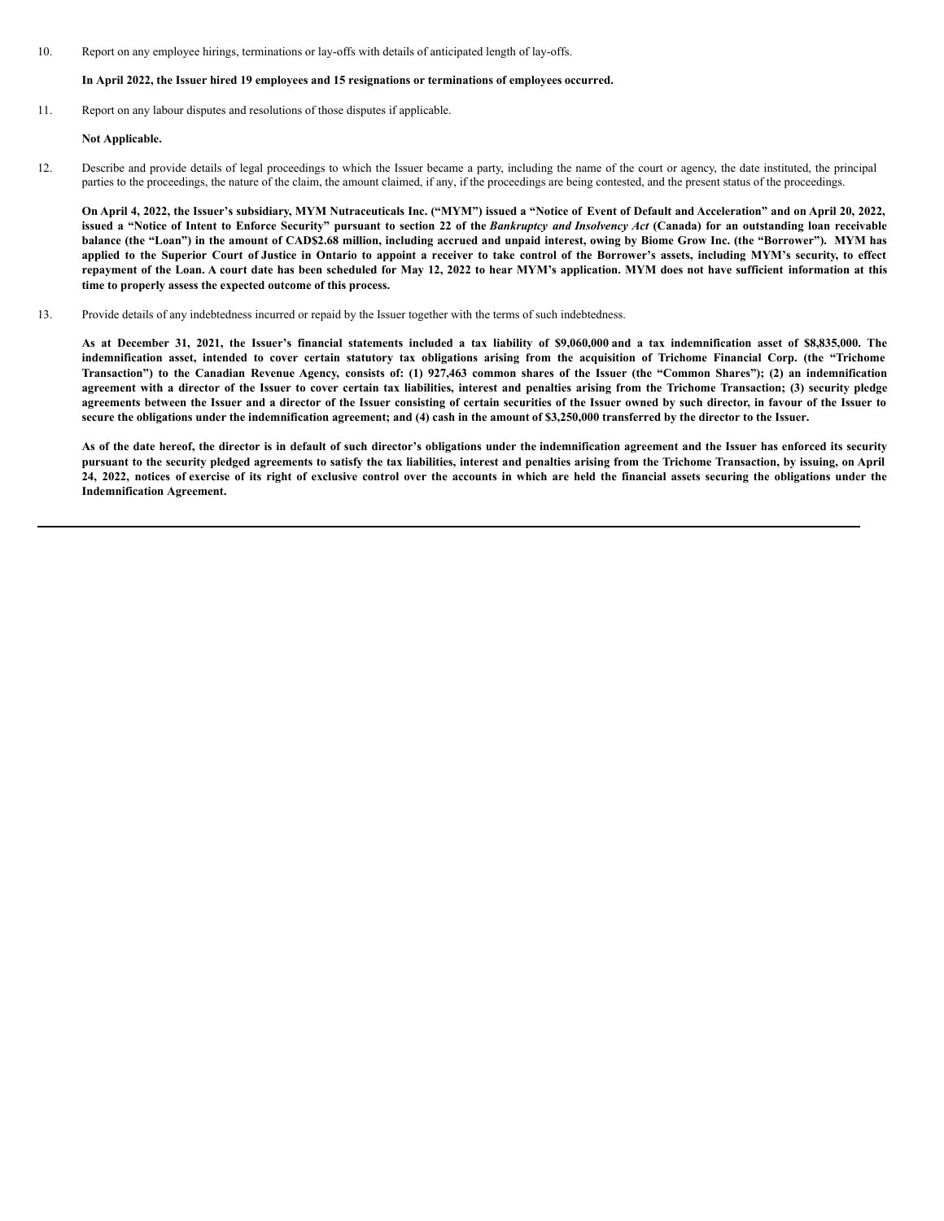10. Report on any employee hirings, terminations or lay-offs with details of anticipated length of lay-offs.

    **In April 2022, the Issuer hired 19 employees and 15 resignations or terminations of employees occurred.**

11. Report on any labour disputes and resolutions of those disputes if applicable.

    **Not Applicable.**

12. Describe and provide details of legal proceedings to which the Issuer became a party, including the name of the court or agency, the date instituted, the principal parties to the proceedings, the nature of the claim, the amount claimed, if any, if the proceedings are being contested, and the present status of the proceedings.

    **On April 4, 2022, the Issuer's subsidiary, MYM Nutraceuticals Inc. ("MYM") issued a "Notice of Event of Default and Acceleration" and on April 20, 2022, issued a "Notice of Intent to Enforce Security" pursuant to section 22 of the *Bankruptcy and Insolvency Act* (Canada) for an outstanding loan receivable balance (the "Loan") in the amount of CAD$2.68 million, including accrued and unpaid interest, owing by Biome Grow Inc. (the "Borrower"). MYM has applied to the Superior Court of Justice in Ontario to appoint a receiver to take control of the Borrower's assets, including MYM's security, to effect repayment of the Loan. A court date has been scheduled for May 12, 2022 to hear MYM's application. MYM does not have sufficient information at this time to properly assess the expected outcome of this process.**

13. Provide details of any indebtedness incurred or repaid by the Issuer together with the terms of such indebtedness.

    **As at December 31, 2021, the Issuer's financial statements included a tax liability of $9,060,000 and a tax indemnification asset of $8,835,000. The indemnification asset, intended to cover certain statutory tax obligations arising from the acquisition of Trichome Financial Corp. (the "Trichome Transaction") to the Canadian Revenue Agency, consists of: (1) 927,463 common shares of the Issuer (the "Common Shares"); (2) an indemnification agreement with a director of the Issuer to cover certain tax liabilities, interest and penalties arising from the Trichome Transaction; (3) security pledge agreements between the Issuer and a director of the Issuer consisting of certain securities of the Issuer owned by such director, in favour of the Issuer to secure the obligations under the indemnification agreement; and (4) cash in the amount of $3,250,000 transferred by the director to the Issuer.**

    **As of the date hereof, the director is in default of such director's obligations under the indemnification agreement and the Issuer has enforced its security pursuant to the security pledged agreements to satisfy the tax liabilities, interest and penalties arising from the Trichome Transaction, by issuing, on April 24, 2022, notices of exercise of its right of exclusive control over the accounts in which are held the financial assets securing the obligations under the Indemnification Agreement.**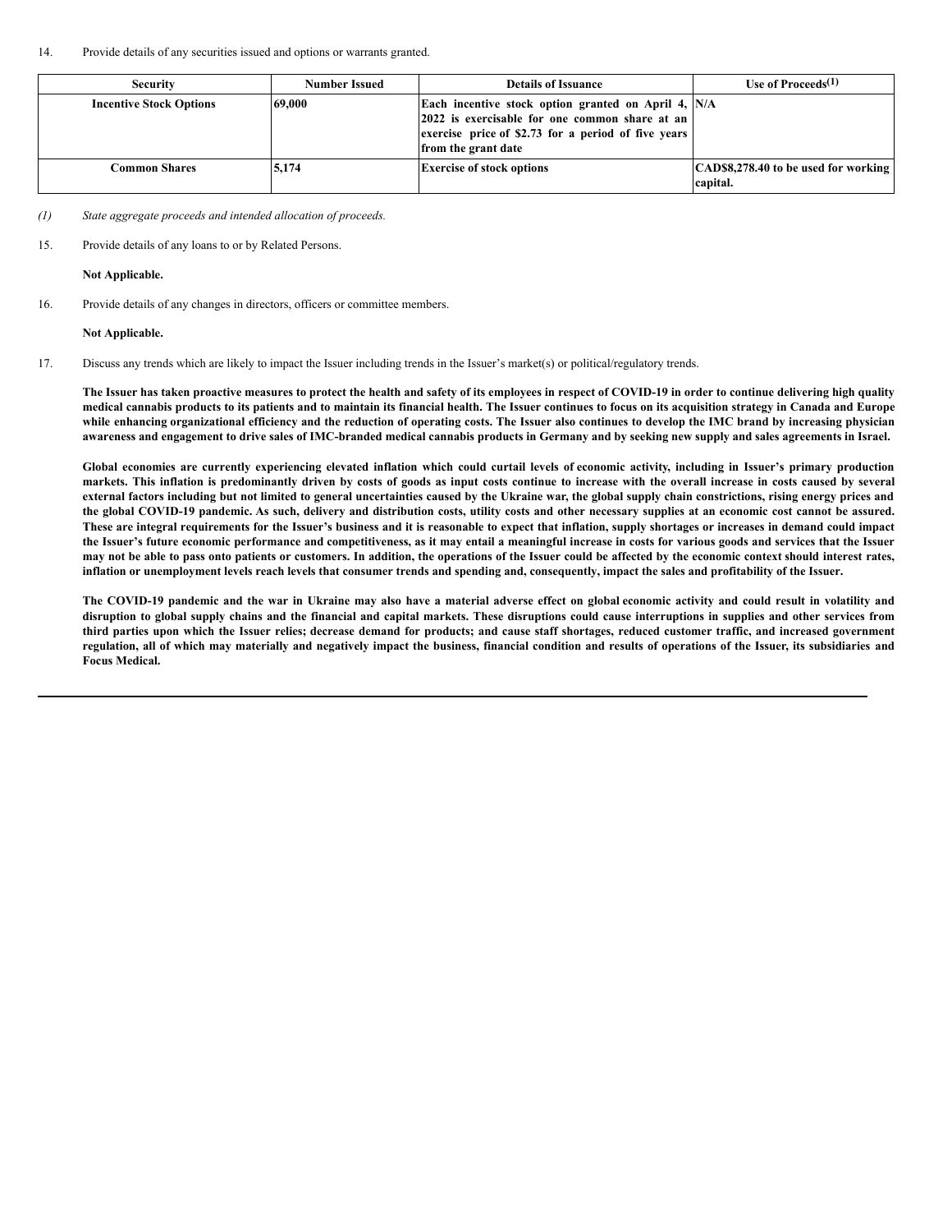14. Provide details of any securities issued and options or warrants granted.

| Security | Number Issued | Details of Issuance | Use of Proceeds[(1)] |
|---|---|---|---|
| **Incentive Stock Options** | **69,000** | **Each incentive stock option granted on April 4, 2022 is exercisable for one common share at an exercise price of $2.73 for a period of five years from the grant date** | **N/A** |
| **Common Shares** | **5,174** | **Exercise of stock options** | **CAD$8,278.40 to be used for working capital.** |

*(1) State aggregate proceeds and intended allocation of proceeds.*

15. Provide details of any loans to or by Related Persons.

**Not Applicable.**

16. Provide details of any changes in directors, officers or committee members.

**Not Applicable.**

17. Discuss any trends which are likely to impact the Issuer including trends in the Issuer's market(s) or political/regulatory trends.

**The Issuer has taken proactive measures to protect the health and safety of its employees in respect of COVID-19 in order to continue delivering high quality medical cannabis products to its patients and to maintain its financial health. The Issuer continues to focus on its acquisition strategy in Canada and Europe while enhancing organizational efficiency and the reduction of operating costs. The Issuer also continues to develop the IMC brand by increasing physician awareness and engagement to drive sales of IMC-branded medical cannabis products in Germany and by seeking new supply and sales agreements in Israel.**

**Global economies are currently experiencing elevated inflation which could curtail levels of economic activity, including in Issuer's primary production markets. This inflation is predominantly driven by costs of goods as input costs continue to increase with the overall increase in costs caused by several external factors including but not limited to general uncertainties caused by the Ukraine war, the global supply chain constrictions, rising energy prices and the global COVID-19 pandemic. As such, delivery and distribution costs, utility costs and other necessary supplies at an economic cost cannot be assured. These are integral requirements for the Issuer's business and it is reasonable to expect that inflation, supply shortages or increases in demand could impact the Issuer's future economic performance and competitiveness, as it may entail a meaningful increase in costs for various goods and services that the Issuer may not be able to pass onto patients or customers. In addition, the operations of the Issuer could be affected by the economic context should interest rates, inflation or unemployment levels reach levels that consumer trends and spending and, consequently, impact the sales and profitability of the Issuer.**

**The COVID-19 pandemic and the war in Ukraine may also have a material adverse effect on global economic activity and could result in volatility and disruption to global supply chains and the financial and capital markets. These disruptions could cause interruptions in supplies and other services from third parties upon which the Issuer relies; decrease demand for products; and cause staff shortages, reduced customer traffic, and increased government regulation, all of which may materially and negatively impact the business, financial condition and results of operations of the Issuer, its subsidiaries and Focus Medical.**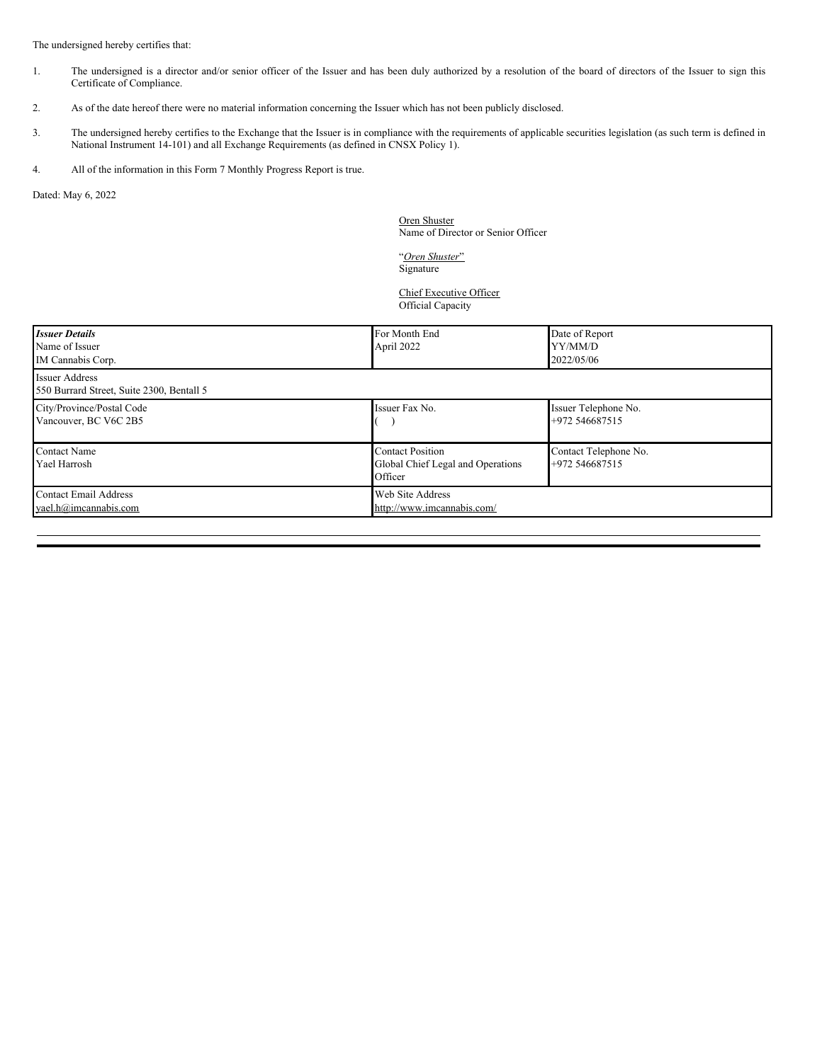The undersigned hereby certifies that:

1. The undersigned is a director and/or senior officer of the Issuer and has been duly authorized by a resolution of the board of directors of the Issuer to sign this Certificate of Compliance.

2. As of the date hereof there were no material information concerning the Issuer which has not been publicly disclosed.

3. The undersigned hereby certifies to the Exchange that the Issuer is in compliance with the requirements of applicable securities legislation (as such term is defined in National Instrument 14-101) and all Exchange Requirements (as defined in CNSX Policy 1).

4. All of the information in this Form 7 Monthly Progress Report is true.

Dated: May 6, 2022

Oren Shuster
Name of Director or Senior Officer

"*Oren Shuster*"
Signature

Chief Executive Officer
Official Capacity

| | | |
|---|---|---|
| ***Issuer Details***<br>Name of Issuer<br>IM Cannabis Corp. | For Month End<br>April 2022 | Date of Report<br>YY/MM/D<br>2022/05/06 |
| Issuer Address<br>550 Burrard Street, Suite 2300, Bentall 5 | | |
| City/Province/Postal Code<br>Vancouver, BC V6C 2B5 | Issuer Fax No.<br>(   ) | Issuer Telephone No.<br>+972 546687515 |
| Contact Name<br>Yael Harrosh | Contact Position<br>Global Chief Legal and Operations Officer | Contact Telephone No.<br>+972 546687515 |
| Contact Email Address<br>yael.h@imcannabis.com | Web Site Address<br>http://www.imcannabis.com/ | |